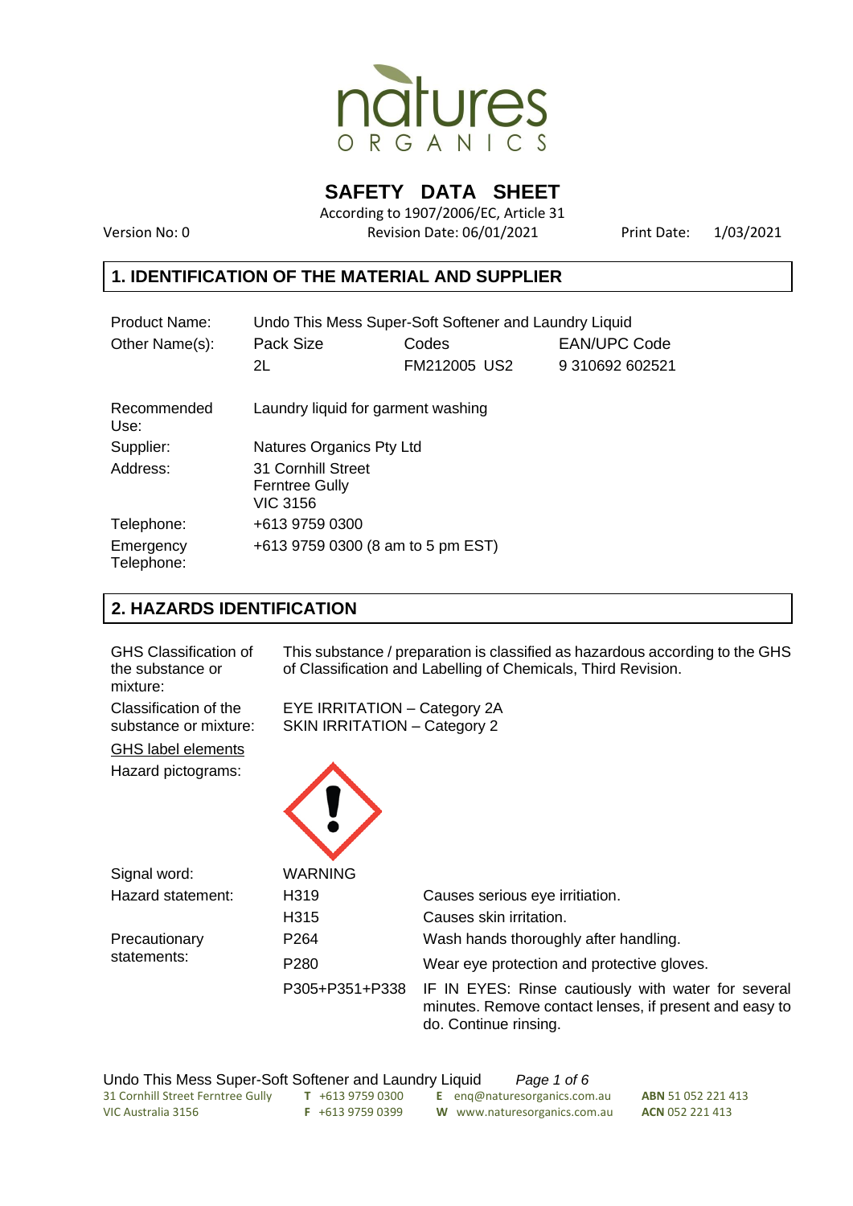# SAFETY DATA SHEET

According to 1907/2006/EC, Article 31

Version No: 0 | Revision Date: 06/01/2021 | Print Date: 1/03/2021

## 1. IDENTIFICATION OF THE MATERIAL AND SUPPLIER

| | | | |
|---|---|---|---|
| Product Name: | Undo This Mess Super-Soft Softener and Laundry Liquid | | |
| Other Name(s): | Pack Size | Codes | EAN/UPC Code |
| | 2L | FM212005 US2 | 9 310692 602521 |
| Recommended Use: | Laundry liquid for garment washing | | |
| Supplier: | Natures Organics Pty Ltd | | |
| Address: | 31 Cornhill Street<br>Ferntree Gully<br>VIC 3156 | | |
| Telephone: | +613 9759 0300 | | |
| Emergency Telephone: | +613 9759 0300 (8 am to 5 pm EST) | | |

## 2. HAZARDS IDENTIFICATION

GHS Classification of the substance or mixture: This substance / preparation is classified as hazardous according to the GHS of Classification and Labelling of Chemicals, Third Revision.

Classification of the substance or mixture:
EYE IRRITATION – Category 2A
SKIN IRRITATION – Category 2

GHS label elements

Hazard pictograms:

Signal word: WARNING

| | | |
|---|---|---|
| Hazard statement: | H319 | Causes serious eye irritation. |
| | H315 | Causes skin irritation. |
| Precautionary statements: | P264 | Wash hands thoroughly after handling. |
| | P280 | Wear eye protection and protective gloves. |
| | P305+P351+P338 | IF IN EYES: Rinse cautiously with water for several minutes. Remove contact lenses, if present and easy to do. Continue rinsing. |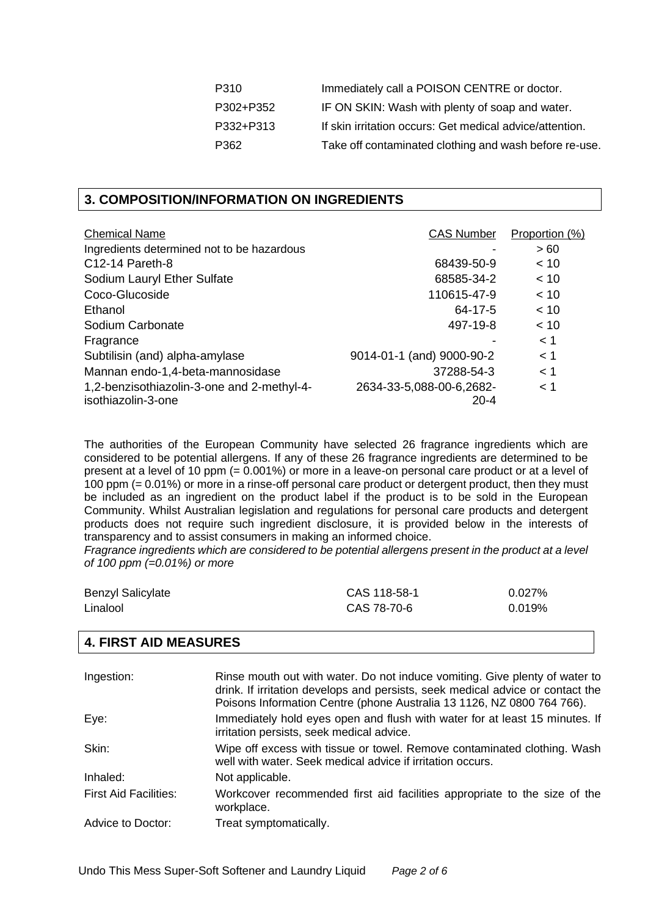| | |
|---|---|
| P310 | Immediately call a POISON CENTRE or doctor. |
| P302+P352 | IF ON SKIN: Wash with plenty of soap and water. |
| P332+P313 | If skin irritation occurs: Get medical advice/attention. |
| P362 | Take off contaminated clothing and wash before re-use. |

## 3. COMPOSITION/INFORMATION ON INGREDIENTS

| Chemical Name | CAS Number | Proportion (%) |
|---|---|---|
| Ingredients determined not to be hazardous | - | > 60 |
| C12-14 Pareth-8 | 68439-50-9 | < 10 |
| Sodium Lauryl Ether Sulfate | 68585-34-2 | < 10 |
| Coco-Glucoside | 110615-47-9 | < 10 |
| Ethanol | 64-17-5 | < 10 |
| Sodium Carbonate | 497-19-8 | < 10 |
| Fragrance | - | < 1 |
| Subtilisin (and) alpha-amylase | 9014-01-1 (and) 9000-90-2 | < 1 |
| Mannan endo-1,4-beta-mannosidase | 37288-54-3 | < 1 |
| 1,2-benzisothiazolin-3-one and 2-methyl-4-isothiazolin-3-one | 2634-33-5,088-00-6,2682-20-4 | < 1 |

The authorities of the European Community have selected 26 fragrance ingredients which are considered to be potential allergens. If any of these 26 fragrance ingredients are determined to be present at a level of 10 ppm (= 0.001%) or more in a leave-on personal care product or at a level of 100 ppm (= 0.01%) or more in a rinse-off personal care product or detergent product, then they must be included as an ingredient on the product label if the product is to be sold in the European Community. Whilst Australian legislation and regulations for personal care products and detergent products does not require such ingredient disclosure, it is provided below in the interests of transparency and to assist consumers in making an informed choice.

*Fragrance ingredients which are considered to be potential allergens present in the product at a level of 100 ppm (=0.01%) or more*

| | | |
|---|---|---|
| Benzyl Salicylate | CAS 118-58-1 | 0.027% |
| Linalool | CAS 78-70-6 | 0.019% |

## 4. FIRST AID MEASURES

| | |
|---|---|
| Ingestion: | Rinse mouth out with water. Do not induce vomiting. Give plenty of water to drink. If irritation develops and persists, seek medical advice or contact the Poisons Information Centre (phone Australia 13 1126, NZ 0800 764 766). |
| Eye: | Immediately hold eyes open and flush with water for at least 15 minutes. If irritation persists, seek medical advice. |
| Skin: | Wipe off excess with tissue or towel. Remove contaminated clothing. Wash well with water. Seek medical advice if irritation occurs. |
| Inhaled: | Not applicable. |
| First Aid Facilities: | Workcover recommended first aid facilities appropriate to the size of the workplace. |
| Advice to Doctor: | Treat symptomatically. |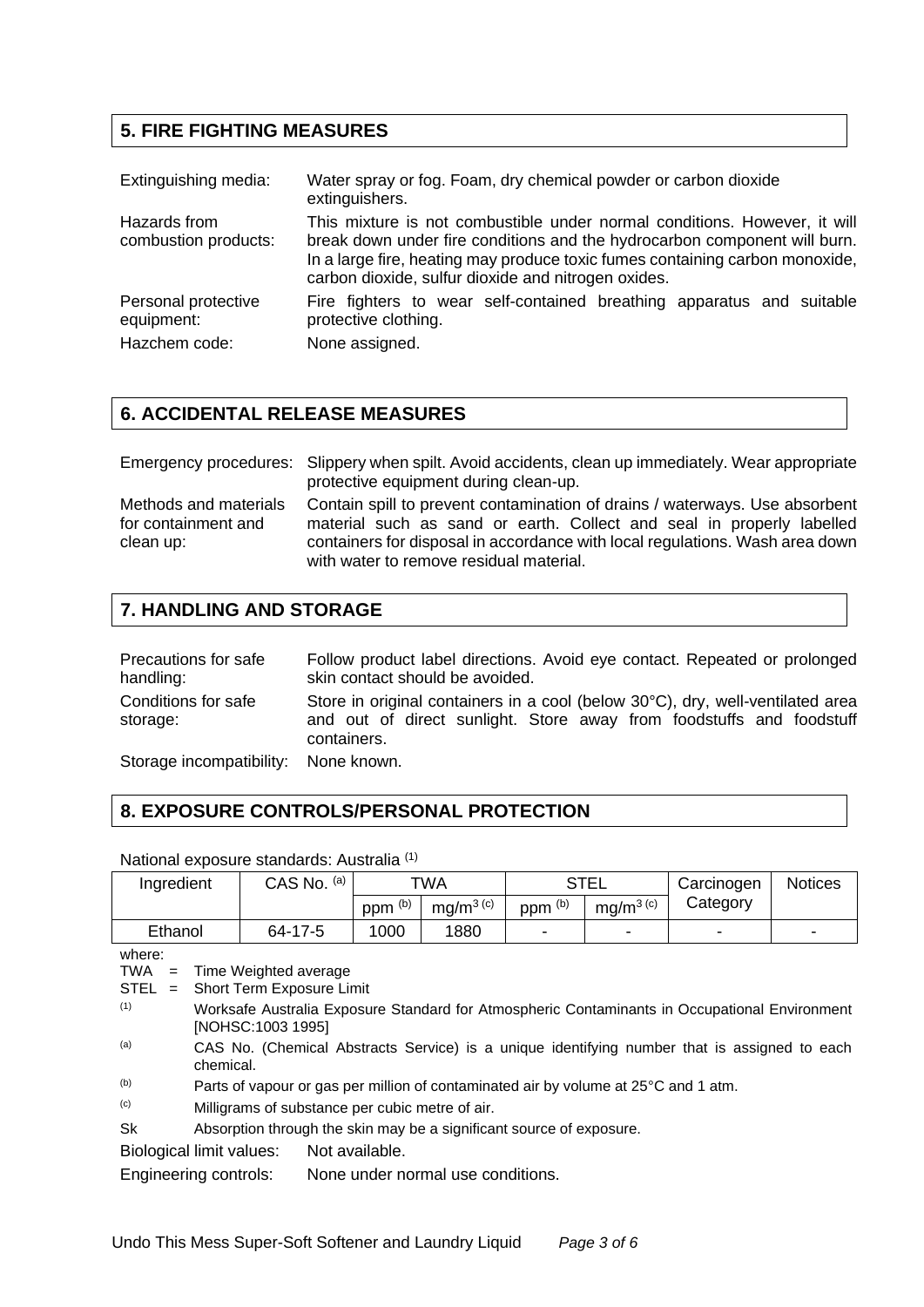## 5. FIRE FIGHTING MEASURES

| | |
|---|---|
| Extinguishing media: | Water spray or fog. Foam, dry chemical powder or carbon dioxide extinguishers. |
| Hazards from combustion products: | This mixture is not combustible under normal conditions. However, it will break down under fire conditions and the hydrocarbon component will burn. In a large fire, heating may produce toxic fumes containing carbon monoxide, carbon dioxide, sulfur dioxide and nitrogen oxides. |
| Personal protective equipment: | Fire fighters to wear self-contained breathing apparatus and suitable protective clothing. |
| Hazchem code: | None assigned. |

## 6. ACCIDENTAL RELEASE MEASURES

| | |
|---|---|
| Emergency procedures: | Slippery when spilt. Avoid accidents, clean up immediately. Wear appropriate protective equipment during clean-up. |
| Methods and materials for containment and clean up: | Contain spill to prevent contamination of drains / waterways. Use absorbent material such as sand or earth. Collect and seal in properly labelled containers for disposal in accordance with local regulations. Wash area down with water to remove residual material. |

## 7. HANDLING AND STORAGE

| | |
|---|---|
| Precautions for safe handling: | Follow product label directions. Avoid eye contact. Repeated or prolonged skin contact should be avoided. |
| Conditions for safe storage: | Store in original containers in a cool (below 30°C), dry, well-ventilated area and out of direct sunlight. Store away from foodstuffs and foodstuff containers. |
| Storage incompatibility: | None known. |

## 8. EXPOSURE CONTROLS/PERSONAL PROTECTION

National exposure standards: Australia [1]

| Ingredient | CAS No. [a] | TWA | | STEL | | Carcinogen Category | Notices |
|---|---|---|---|---|---|---|---|
| | | ppm [b] | $mg/m^3$ [c] | ppm [b] | $mg/m^3$ [c] | | |
| Ethanol | 64-17-5 | 1000 | 1880 | - | - | - | - |

where:

TWA = Time Weighted average

STEL = Short Term Exposure Limit

[1] Worksafe Australia Exposure Standard for Atmospheric Contaminants in Occupational Environment [NOHSC:1003 1995]

[a] CAS No. (Chemical Abstracts Service) is a unique identifying number that is assigned to each chemical.

[b] Parts of vapour or gas per million of contaminated air by volume at 25°C and 1 atm.

[c] Milligrams of substance per cubic metre of air.

Sk Absorption through the skin may be a significant source of exposure.

Biological limit values: Not available.

Engineering controls: None under normal use conditions.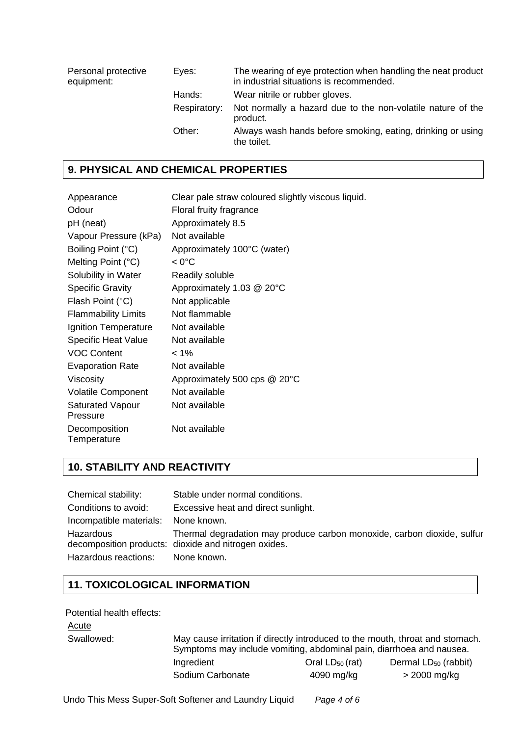| Personal protective equipment: | | |
|---|---|---|
| | Eyes: | The wearing of eye protection when handling the neat product in industrial situations is recommended. |
| | Hands: | Wear nitrile or rubber gloves. |
| | Respiratory: | Not normally a hazard due to the non-volatile nature of the product. |
| | Other: | Always wash hands before smoking, eating, drinking or using the toilet. |

## 9. PHYSICAL AND CHEMICAL PROPERTIES

| | |
|---|---|
| Appearance | Clear pale straw coloured slightly viscous liquid. |
| Odour | Floral fruity fragrance |
| pH (neat) | Approximately 8.5 |
| Vapour Pressure (kPa) | Not available |
| Boiling Point (°C) | Approximately 100°C (water) |
| Melting Point (°C) | < 0°C |
| Solubility in Water | Readily soluble |
| Specific Gravity | Approximately 1.03 @ 20°C |
| Flash Point (°C) | Not applicable |
| Flammability Limits | Not flammable |
| Ignition Temperature | Not available |
| Specific Heat Value | Not available |
| VOC Content | < 1% |
| Evaporation Rate | Not available |
| Viscosity | Approximately 500 cps @ 20°C |
| Volatile Component | Not available |
| Saturated Vapour Pressure | Not available |
| Decomposition Temperature | Not available |

## 10. STABILITY AND REACTIVITY

| | |
|---|---|
| Chemical stability: | Stable under normal conditions. |
| Conditions to avoid: | Excessive heat and direct sunlight. |
| Incompatible materials: | None known. |
| Hazardous decomposition products: | Thermal degradation may produce carbon monoxide, carbon dioxide, sulfur dioxide and nitrogen oxides. |
| Hazardous reactions: | None known. |

## 11. TOXICOLOGICAL INFORMATION

Potential health effects:

Acute

Swallowed: May cause irritation if directly introduced to the mouth, throat and stomach. Symptoms may include vomiting, abdominal pain, diarrhoea and nausea.

| Ingredient | Oral $LD_{50}$ (rat) | Dermal $LD_{50}$ (rabbit) |
|---|---|---|
| Sodium Carbonate | 4090 mg/kg | > 2000 mg/kg |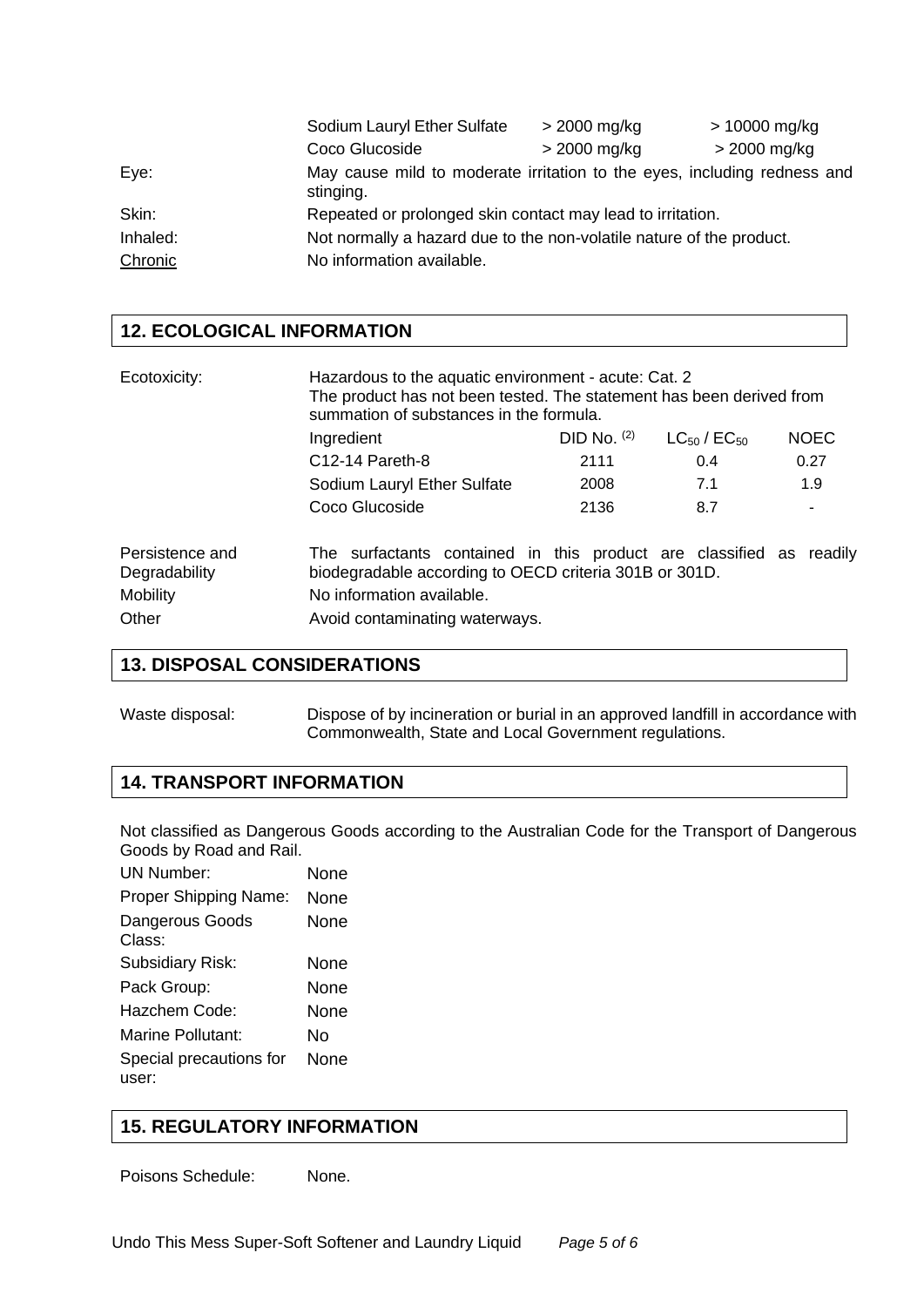| | | |
|---|---|---|
| Sodium Lauryl Ether Sulfate | > 2000 mg/kg | > 10000 mg/kg |
| Coco Glucoside | > 2000 mg/kg | > 2000 mg/kg |

Eye: May cause mild to moderate irritation to the eyes, including redness and stinging.

Skin: Repeated or prolonged skin contact may lead to irritation.

Inhaled: Not normally a hazard due to the non-volatile nature of the product.

Chronic: No information available.

## 12. ECOLOGICAL INFORMATION

Ecotoxicity: Hazardous to the aquatic environment - acute: Cat. 2
The product has not been tested. The statement has been derived from summation of substances in the formula.

| Ingredient | DID No. [2] | $LC_{50}$ / $EC_{50}$ | NOEC |
|---|---|---|---|
| C12-14 Pareth-8 | 2111 | 0.4 | 0.27 |
| Sodium Lauryl Ether Sulfate | 2008 | 7.1 | 1.9 |
| Coco Glucoside | 2136 | 8.7 | - |

Persistence and Degradability: The surfactants contained in this product are classified as readily biodegradable according to OECD criteria 301B or 301D.

Mobility: No information available.

Other: Avoid contaminating waterways.

## 13. DISPOSAL CONSIDERATIONS

Waste disposal: Dispose of by incineration or burial in an approved landfill in accordance with Commonwealth, State and Local Government regulations.

## 14. TRANSPORT INFORMATION

Not classified as Dangerous Goods according to the Australian Code for the Transport of Dangerous Goods by Road and Rail.

| | |
|---|---|
| UN Number: | None |
| Proper Shipping Name: | None |
| Dangerous Goods Class: | None |
| Subsidiary Risk: | None |
| Pack Group: | None |
| Hazchem Code: | None |
| Marine Pollutant: | No |
| Special precautions for user: | None |

## 15. REGULATORY INFORMATION

Poisons Schedule: None.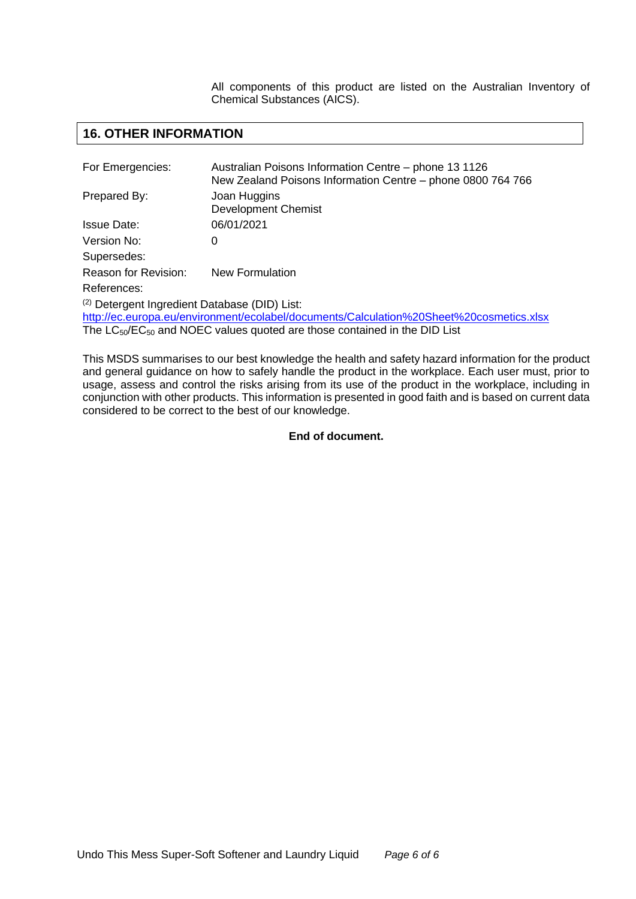All components of this product are listed on the Australian Inventory of Chemical Substances (AICS).

## 16. OTHER INFORMATION

| | |
|---|---|
| For Emergencies: | Australian Poisons Information Centre – phone 13 1126<br>New Zealand Poisons Information Centre – phone 0800 764 766 |
| Prepared By: | Joan Huggins<br>Development Chemist |
| Issue Date: | 06/01/2021 |
| Version No: | 0 |
| Supersedes: | |
| Reason for Revision: | New Formulation |
| References: | |

[2] Detergent Ingredient Database (DID) List:
http://ec.europa.eu/environment/ecolabel/documents/Calculation%20Sheet%20cosmetics.xlsx
The $LC_{50}/EC_{50}$ and NOEC values quoted are those contained in the DID List

This MSDS summarises to our best knowledge the health and safety hazard information for the product and general guidance on how to safely handle the product in the workplace. Each user must, prior to usage, assess and control the risks arising from its use of the product in the workplace, including in conjunction with other products. This information is presented in good faith and is based on current data considered to be correct to the best of our knowledge.

**End of document.**